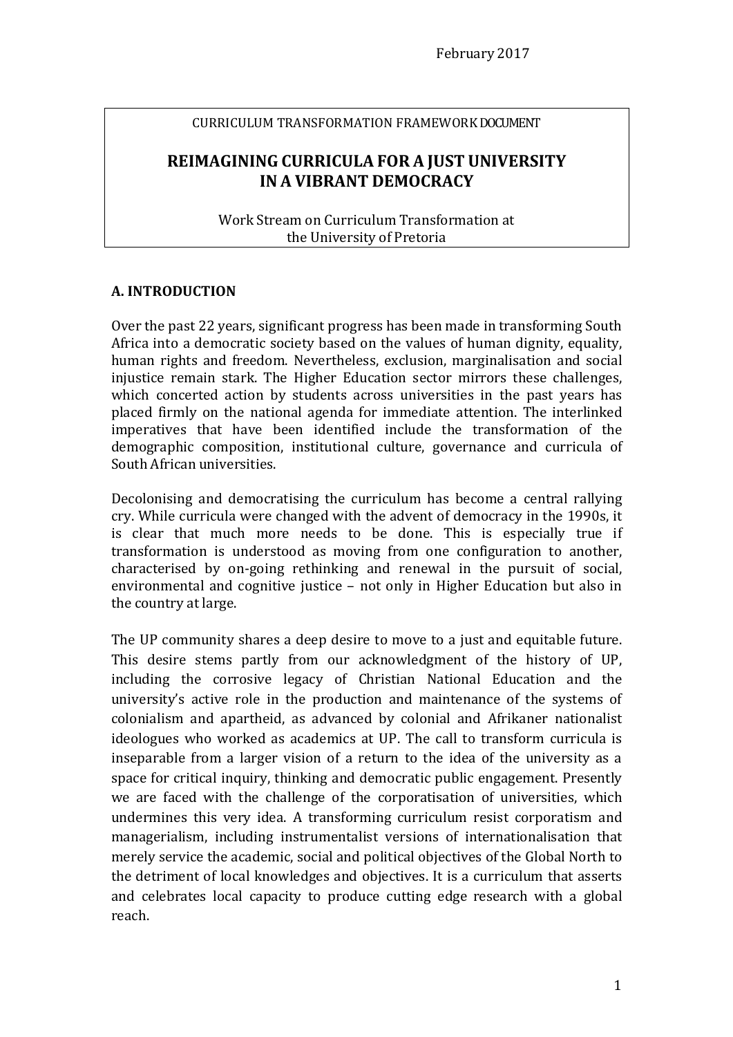February 2017

CURRICULUM TRANSFORMATION FRAMEWORK DOCUMENT

# REIMAGINING CURRICULA FOR A JUST UNIVERSITY IN A VIBRANT DEMOCRACY

Work Stream on Curriculum Transformation at the University of Pretoria

## A. INTRODUCTION

Over the past 22 years, significant progress has been made in transforming South Africa into a democratic society based on the values of human dignity, equality, human rights and freedom. Nevertheless, exclusion, marginalisation and social injustice remain stark. The Higher Education sector mirrors these challenges, which concerted action by students across universities in the past years has placed firmly on the national agenda for immediate attention. The interlinked imperatives that have been identified include the transformation of the demographic composition, institutional culture, governance and curricula of South African universities.

Decolonising and democratising the curriculum has become a central rallying cry. While curricula were changed with the advent of democracy in the 1990s, it is clear that much more needs to be done. This is especially true if transformation is understood as moving from one configuration to another, characterised by on-going rethinking and renewal in the pursuit of social, environmental and cognitive justice – not only in Higher Education but also in the country at large.

The UP community shares a deep desire to move to a just and equitable future. This desire stems partly from our acknowledgment of the history of UP, including the corrosive legacy of Christian National Education and the university's active role in the production and maintenance of the systems of colonialism and apartheid, as advanced by colonial and Afrikaner nationalist ideologues who worked as academics at UP. The call to transform curricula is inseparable from a larger vision of a return to the idea of the university as a space for critical inquiry, thinking and democratic public engagement. Presently we are faced with the challenge of the corporatisation of universities, which undermines this very idea. A transforming curriculum resist corporatism and managerialism, including instrumentalist versions of internationalisation that merely service the academic, social and political objectives of the Global North to the detriment of local knowledges and objectives. It is a curriculum that asserts and celebrates local capacity to produce cutting edge research with a global reach.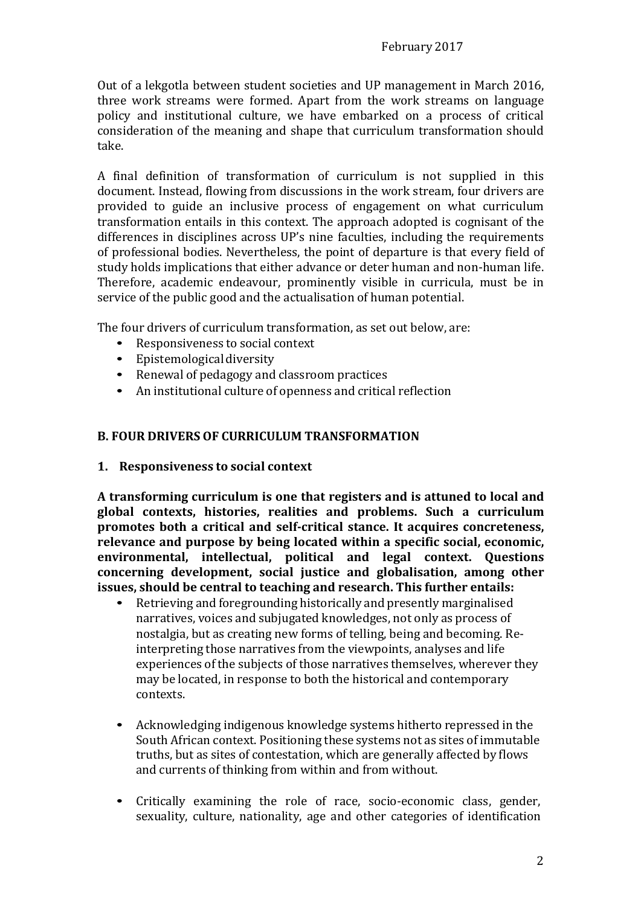February 2017

Out of a lekgotla between student societies and UP management in March 2016, three work streams were formed. Apart from the work streams on language policy and institutional culture, we have embarked on a process of critical consideration of the meaning and shape that curriculum transformation should take.

A final definition of transformation of curriculum is not supplied in this document. Instead, flowing from discussions in the work stream, four drivers are provided to guide an inclusive process of engagement on what curriculum transformation entails in this context. The approach adopted is cognisant of the differences in disciplines across UP's nine faculties, including the requirements of professional bodies. Nevertheless, the point of departure is that every field of study holds implications that either advance or deter human and non-human life. Therefore, academic endeavour, prominently visible in curricula, must be in service of the public good and the actualisation of human potential.

The four drivers of curriculum transformation, as set out below, are:

- Responsiveness to social context
- Epistemological diversity
- Renewal of pedagogy and classroom practices
- An institutional culture of openness and critical reflection

## B. FOUR DRIVERS OF CURRICULUM TRANSFORMATION

### 1. Responsiveness to social context

**A transforming curriculum is one that registers and is attuned to local and global contexts, histories, realities and problems. Such a curriculum promotes both a critical and self-critical stance. It acquires concreteness, relevance and purpose by being located within a specific social, economic, environmental, intellectual, political and legal context. Questions concerning development, social justice and globalisation, among other issues, should be central to teaching and research. This further entails:**

- Retrieving and foregrounding historically and presently marginalised narratives, voices and subjugated knowledges, not only as process of nostalgia, but as creating new forms of telling, being and becoming. Re-interpreting those narratives from the viewpoints, analyses and life experiences of the subjects of those narratives themselves, wherever they may be located, in response to both the historical and contemporary contexts.

- Acknowledging indigenous knowledge systems hitherto repressed in the South African context. Positioning these systems not as sites of immutable truths, but as sites of contestation, which are generally affected by flows and currents of thinking from within and from without.

- Critically examining the role of race, socio-economic class, gender, sexuality, culture, nationality, age and other categories of identification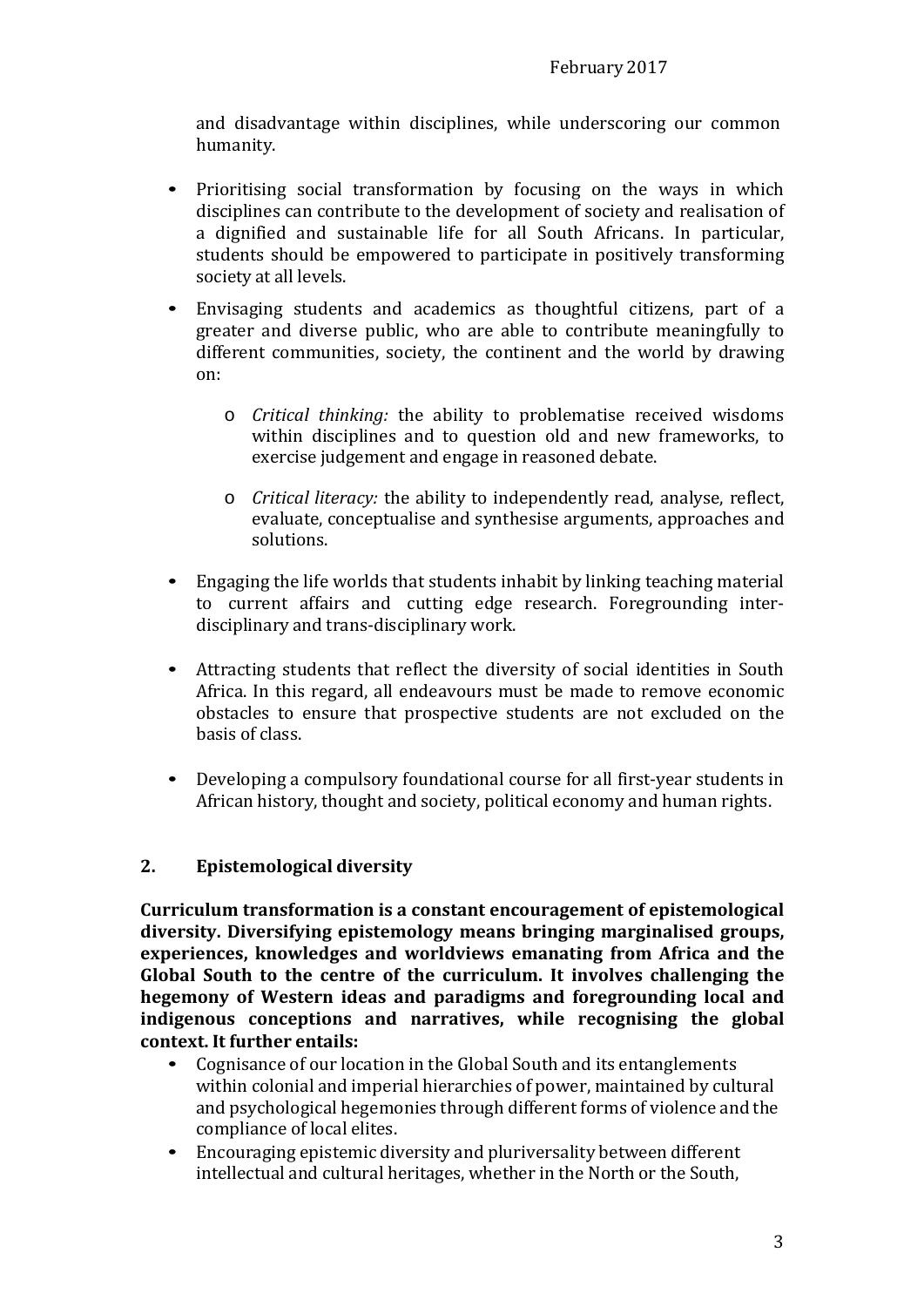and disadvantage within disciplines, while underscoring our common humanity.

- Prioritising social transformation by focusing on the ways in which disciplines can contribute to the development of society and realisation of a dignified and sustainable life for all South Africans. In particular, students should be empowered to participate in positively transforming society at all levels.
- Envisaging students and academics as thoughtful citizens, part of a greater and diverse public, who are able to contribute meaningfully to different communities, society, the continent and the world by drawing on:
  - *Critical thinking:* the ability to problematise received wisdoms within disciplines and to question old and new frameworks, to exercise judgement and engage in reasoned debate.
  - *Critical literacy:* the ability to independently read, analyse, reflect, evaluate, conceptualise and synthesise arguments, approaches and solutions.
- Engaging the life worlds that students inhabit by linking teaching material to current affairs and cutting edge research. Foregrounding inter-disciplinary and trans-disciplinary work.
- Attracting students that reflect the diversity of social identities in South Africa. In this regard, all endeavours must be made to remove economic obstacles to ensure that prospective students are not excluded on the basis of class.
- Developing a compulsory foundational course for all first-year students in African history, thought and society, political economy and human rights.

## 2. Epistemological diversity

**Curriculum transformation is a constant encouragement of epistemological diversity. Diversifying epistemology means bringing marginalised groups, experiences, knowledges and worldviews emanating from Africa and the Global South to the centre of the curriculum. It involves challenging the hegemony of Western ideas and paradigms and foregrounding local and indigenous conceptions and narratives, while recognising the global context. It further entails:**

- Cognisance of our location in the Global South and its entanglements within colonial and imperial hierarchies of power, maintained by cultural and psychological hegemonies through different forms of violence and the compliance of local elites.
- Encouraging epistemic diversity and pluriversality between different intellectual and cultural heritages, whether in the North or the South,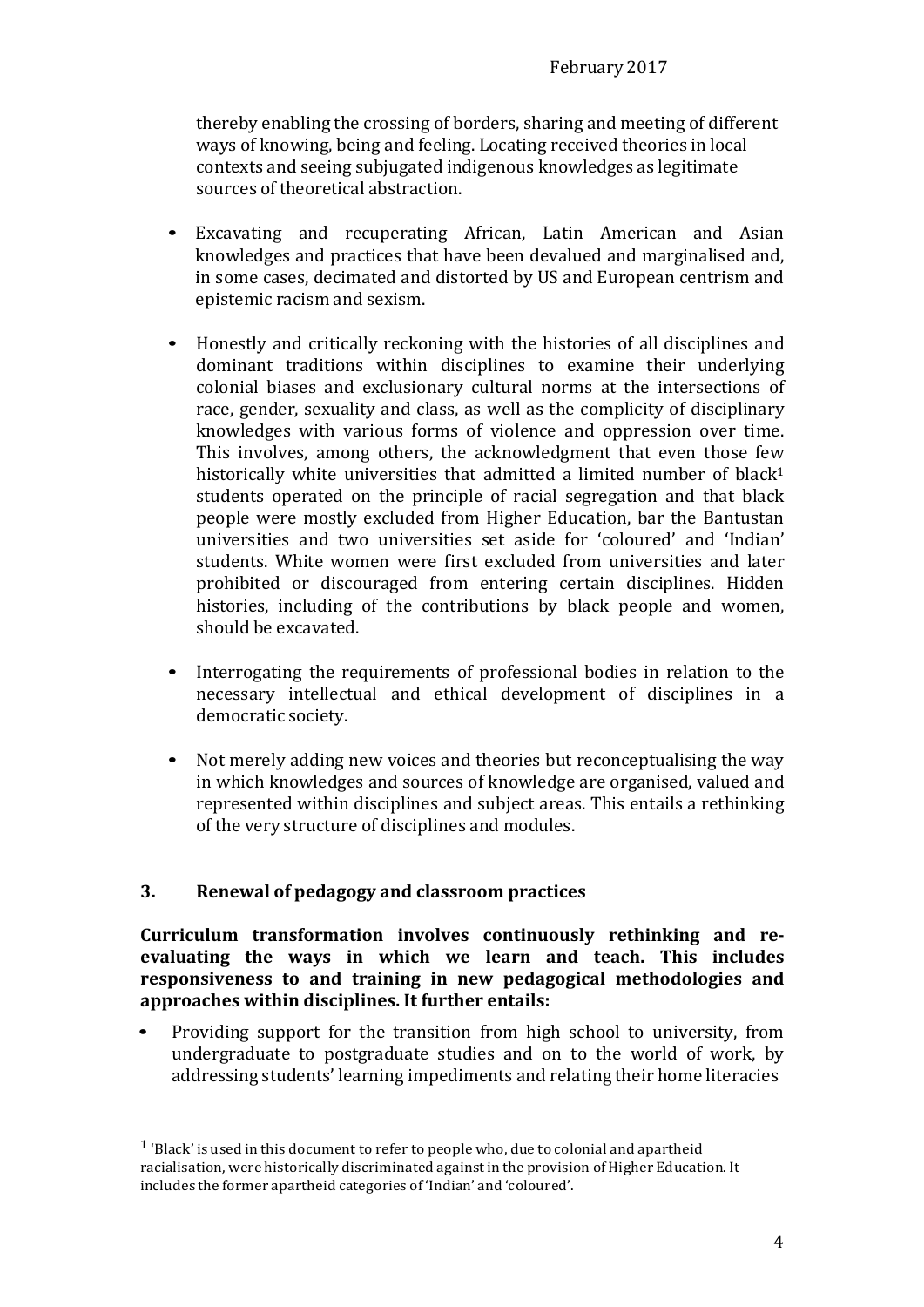thereby enabling the crossing of borders, sharing and meeting of different ways of knowing, being and feeling. Locating received theories in local contexts and seeing subjugated indigenous knowledges as legitimate sources of theoretical abstraction.

- Excavating and recuperating African, Latin American and Asian knowledges and practices that have been devalued and marginalised and, in some cases, decimated and distorted by US and European centrism and epistemic racism and sexism.

- Honestly and critically reckoning with the histories of all disciplines and dominant traditions within disciplines to examine their underlying colonial biases and exclusionary cultural norms at the intersections of race, gender, sexuality and class, as well as the complicity of disciplinary knowledges with various forms of violence and oppression over time. This involves, among others, the acknowledgment that even those few historically white universities that admitted a limited number of black[1] students operated on the principle of racial segregation and that black people were mostly excluded from Higher Education, bar the Bantustan universities and two universities set aside for 'coloured' and 'Indian' students. White women were first excluded from universities and later prohibited or discouraged from entering certain disciplines. Hidden histories, including of the contributions by black people and women, should be excavated.

- Interrogating the requirements of professional bodies in relation to the necessary intellectual and ethical development of disciplines in a democratic society.

- Not merely adding new voices and theories but reconceptualising the way in which knowledges and sources of knowledge are organised, valued and represented within disciplines and subject areas. This entails a rethinking of the very structure of disciplines and modules.

## 3. Renewal of pedagogy and classroom practices

**Curriculum transformation involves continuously rethinking and re-evaluating the ways in which we learn and teach. This includes responsiveness to and training in new pedagogical methodologies and approaches within disciplines. It further entails:**

- Providing support for the transition from high school to university, from undergraduate to postgraduate studies and on to the world of work, by addressing students' learning impediments and relating their home literacies

[1] 'Black' is used in this document to refer to people who, due to colonial and apartheid racialisation, were historically discriminated against in the provision of Higher Education. It includes the former apartheid categories of 'Indian' and 'coloured'.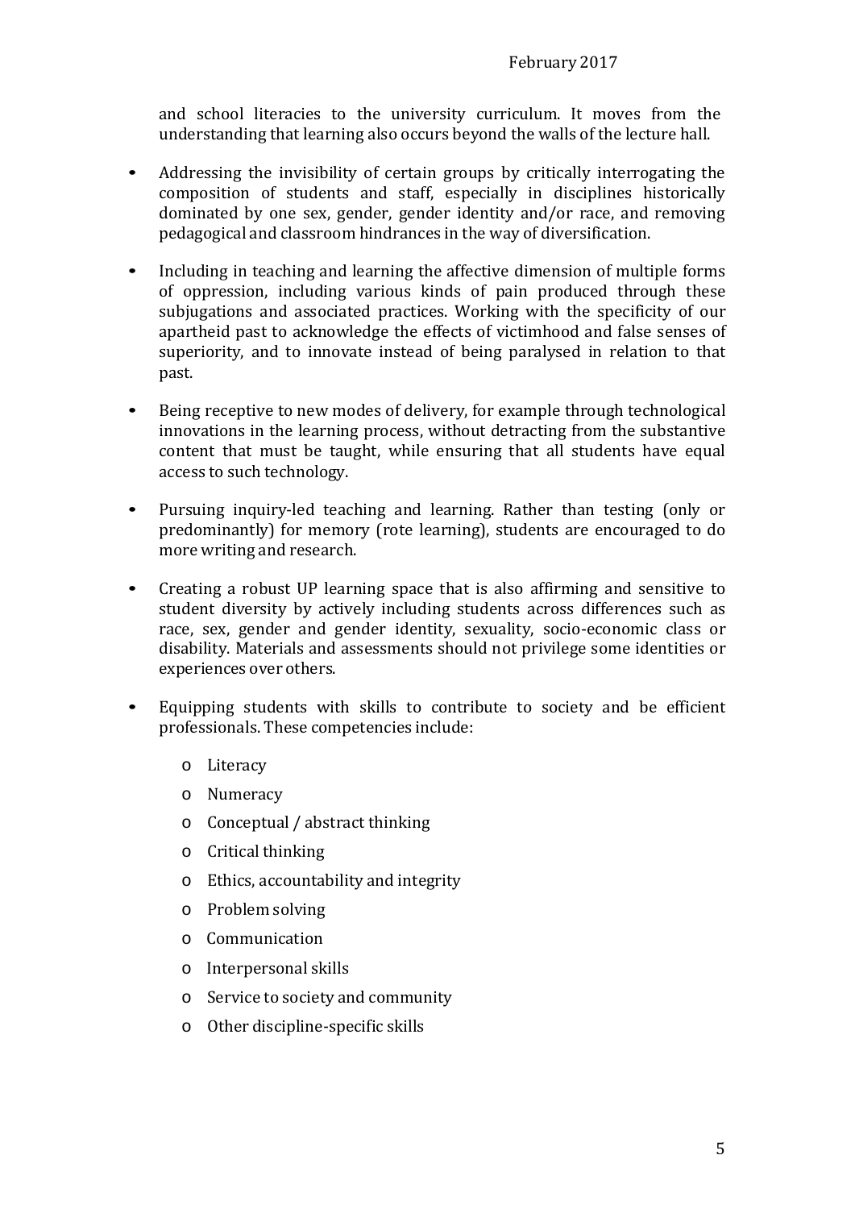and school literacies to the university curriculum. It moves from the understanding that learning also occurs beyond the walls of the lecture hall.

- Addressing the invisibility of certain groups by critically interrogating the composition of students and staff, especially in disciplines historically dominated by one sex, gender, gender identity and/or race, and removing pedagogical and classroom hindrances in the way of diversification.
- Including in teaching and learning the affective dimension of multiple forms of oppression, including various kinds of pain produced through these subjugations and associated practices. Working with the specificity of our apartheid past to acknowledge the effects of victimhood and false senses of superiority, and to innovate instead of being paralysed in relation to that past.
- Being receptive to new modes of delivery, for example through technological innovations in the learning process, without detracting from the substantive content that must be taught, while ensuring that all students have equal access to such technology.
- Pursuing inquiry-led teaching and learning. Rather than testing (only or predominantly) for memory (rote learning), students are encouraged to do more writing and research.
- Creating a robust UP learning space that is also affirming and sensitive to student diversity by actively including students across differences such as race, sex, gender and gender identity, sexuality, socio-economic class or disability. Materials and assessments should not privilege some identities or experiences over others.
- Equipping students with skills to contribute to society and be efficient professionals. These competencies include:
    - Literacy
    - Numeracy
    - Conceptual / abstract thinking
    - Critical thinking
    - Ethics, accountability and integrity
    - Problem solving
    - Communication
    - Interpersonal skills
    - Service to society and community
    - Other discipline-specific skills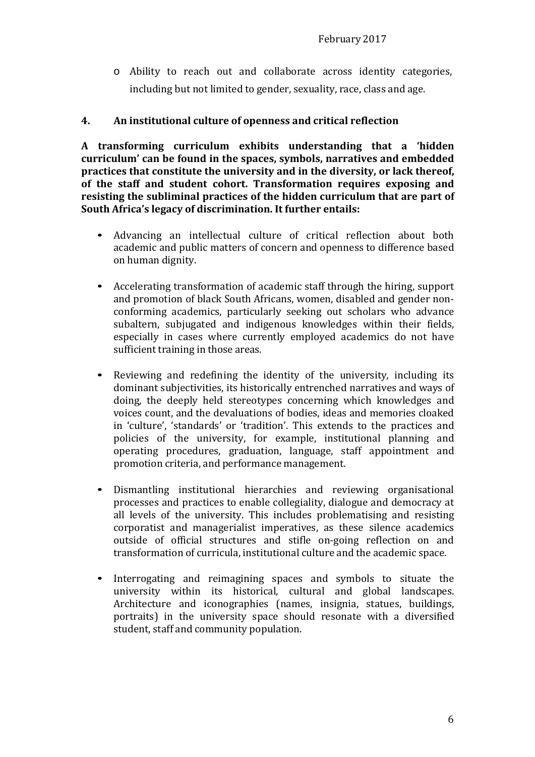- Ability to reach out and collaborate across identity categories, including but not limited to gender, sexuality, race, class and age.

## 4. An institutional culture of openness and critical reflection

**A transforming curriculum exhibits understanding that a 'hidden curriculum' can be found in the spaces, symbols, narratives and embedded practices that constitute the university and in the diversity, or lack thereof, of the staff and student cohort. Transformation requires exposing and resisting the subliminal practices of the hidden curriculum that are part of South Africa's legacy of discrimination. It further entails:**

- Advancing an intellectual culture of critical reflection about both academic and public matters of concern and openness to difference based on human dignity.

- Accelerating transformation of academic staff through the hiring, support and promotion of black South Africans, women, disabled and gender non-conforming academics, particularly seeking out scholars who advance subaltern, subjugated and indigenous knowledges within their fields, especially in cases where currently employed academics do not have sufficient training in those areas.

- Reviewing and redefining the identity of the university, including its dominant subjectivities, its historically entrenched narratives and ways of doing, the deeply held stereotypes concerning which knowledges and voices count, and the devaluations of bodies, ideas and memories cloaked in 'culture', 'standards' or 'tradition'. This extends to the practices and policies of the university, for example, institutional planning and operating procedures, graduation, language, staff appointment and promotion criteria, and performance management.

- Dismantling institutional hierarchies and reviewing organisational processes and practices to enable collegiality, dialogue and democracy at all levels of the university. This includes problematising and resisting corporatist and managerialist imperatives, as these silence academics outside of official structures and stifle on-going reflection on and transformation of curricula, institutional culture and the academic space.

- Interrogating and reimagining spaces and symbols to situate the university within its historical, cultural and global landscapes. Architecture and iconographies (names, insignia, statues, buildings, portraits) in the university space should resonate with a diversified student, staff and community population.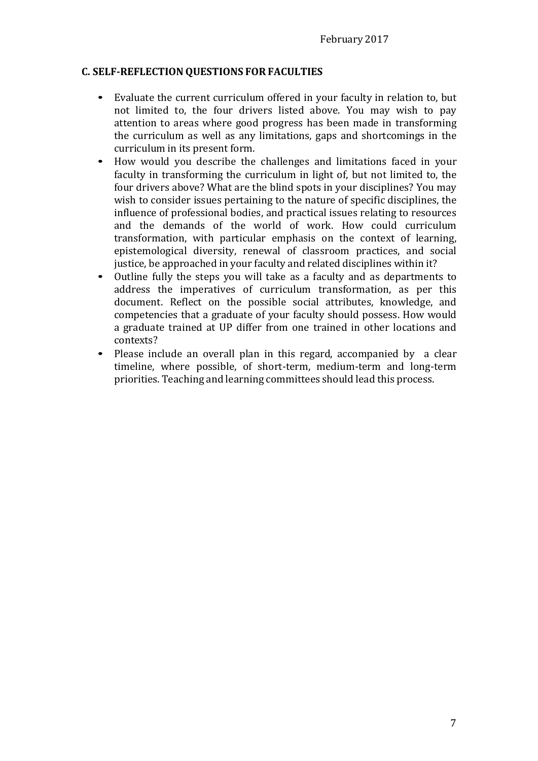### C. SELF-REFLECTION QUESTIONS FOR FACULTIES

- Evaluate the current curriculum offered in your faculty in relation to, but not limited to, the four drivers listed above. You may wish to pay attention to areas where good progress has been made in transforming the curriculum as well as any limitations, gaps and shortcomings in the curriculum in its present form.
- How would you describe the challenges and limitations faced in your faculty in transforming the curriculum in light of, but not limited to, the four drivers above? What are the blind spots in your disciplines? You may wish to consider issues pertaining to the nature of specific disciplines, the influence of professional bodies, and practical issues relating to resources and the demands of the world of work. How could curriculum transformation, with particular emphasis on the context of learning, epistemological diversity, renewal of classroom practices, and social justice, be approached in your faculty and related disciplines within it?
- Outline fully the steps you will take as a faculty and as departments to address the imperatives of curriculum transformation, as per this document. Reflect on the possible social attributes, knowledge, and competencies that a graduate of your faculty should possess. How would a graduate trained at UP differ from one trained in other locations and contexts?
- Please include an overall plan in this regard, accompanied by a clear timeline, where possible, of short-term, medium-term and long-term priorities. Teaching and learning committees should lead this process.